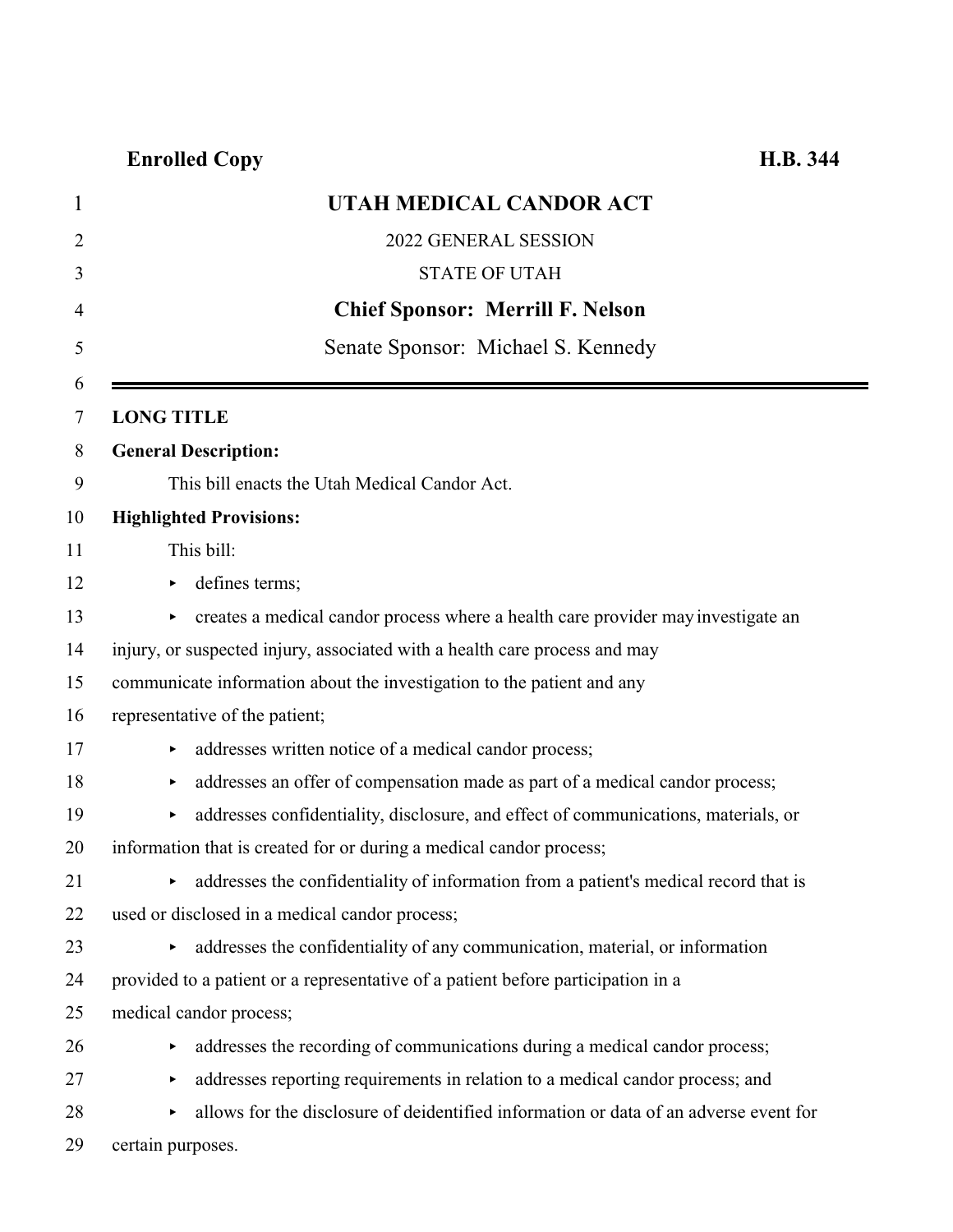**Enrolled Copy** **H.B. 344**

# UTAH MEDICAL CANDOR ACT

2022 GENERAL SESSION

STATE OF UTAH

**Chief Sponsor: Merrill F. Nelson**

Senate Sponsor: Michael S. Kennedy

---

**LONG TITLE**

**General Description:**

This bill enacts the Utah Medical Candor Act.

**Highlighted Provisions:**

This bill:

- defines terms;
- creates a medical candor process where a health care provider may investigate an injury, or suspected injury, associated with a health care process and may communicate information about the investigation to the patient and any representative of the patient;
- addresses written notice of a medical candor process;
- addresses an offer of compensation made as part of a medical candor process;
- addresses confidentiality, disclosure, and effect of communications, materials, or information that is created for or during a medical candor process;
- addresses the confidentiality of information from a patient's medical record that is used or disclosed in a medical candor process;
- addresses the confidentiality of any communication, material, or information provided to a patient or a representative of a patient before participation in a medical candor process;
- addresses the recording of communications during a medical candor process;
- addresses reporting requirements in relation to a medical candor process; and
- allows for the disclosure of deidentified information or data of an adverse event for certain purposes.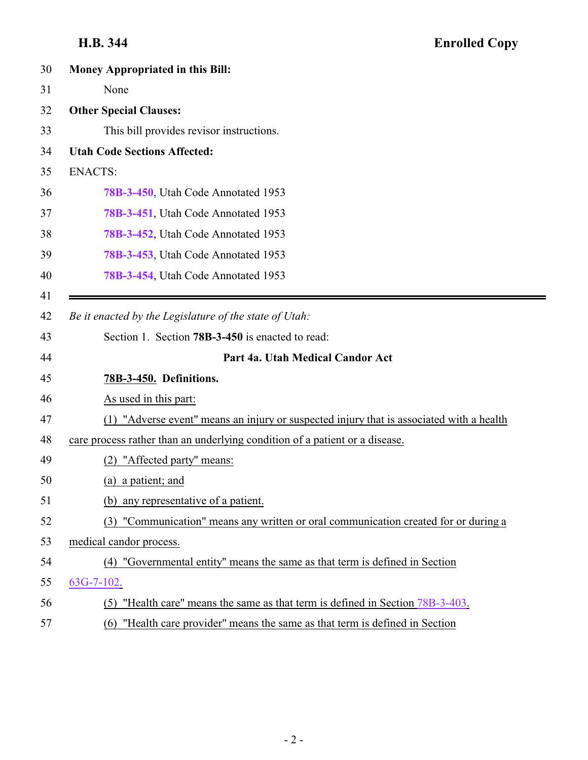**Money Appropriated in this Bill:**

None

**Other Special Clauses:**

This bill provides revisor instructions.

**Utah Code Sections Affected:**

ENACTS:

**78B-3-450**, Utah Code Annotated 1953

**78B-3-451**, Utah Code Annotated 1953

**78B-3-452**, Utah Code Annotated 1953

**78B-3-453**, Utah Code Annotated 1953

**78B-3-454**, Utah Code Annotated 1953

---

*Be it enacted by the Legislature of the state of Utah:*

Section 1. Section **78B-3-450** is enacted to read:

**Part 4a. Utah Medical Candor Act**

**78B-3-450. Definitions.**

As used in this part:

(1) "Adverse event" means an injury or suspected injury that is associated with a health care process rather than an underlying condition of a patient or a disease.

(2) "Affected party" means:

(a) a patient; and

(b) any representative of a patient.

(3) "Communication" means any written or oral communication created for or during a medical candor process.

(4) "Governmental entity" means the same as that term is defined in Section 63G-7-102.

(5) "Health care" means the same as that term is defined in Section 78B-3-403.

(6) "Health care provider" means the same as that term is defined in Section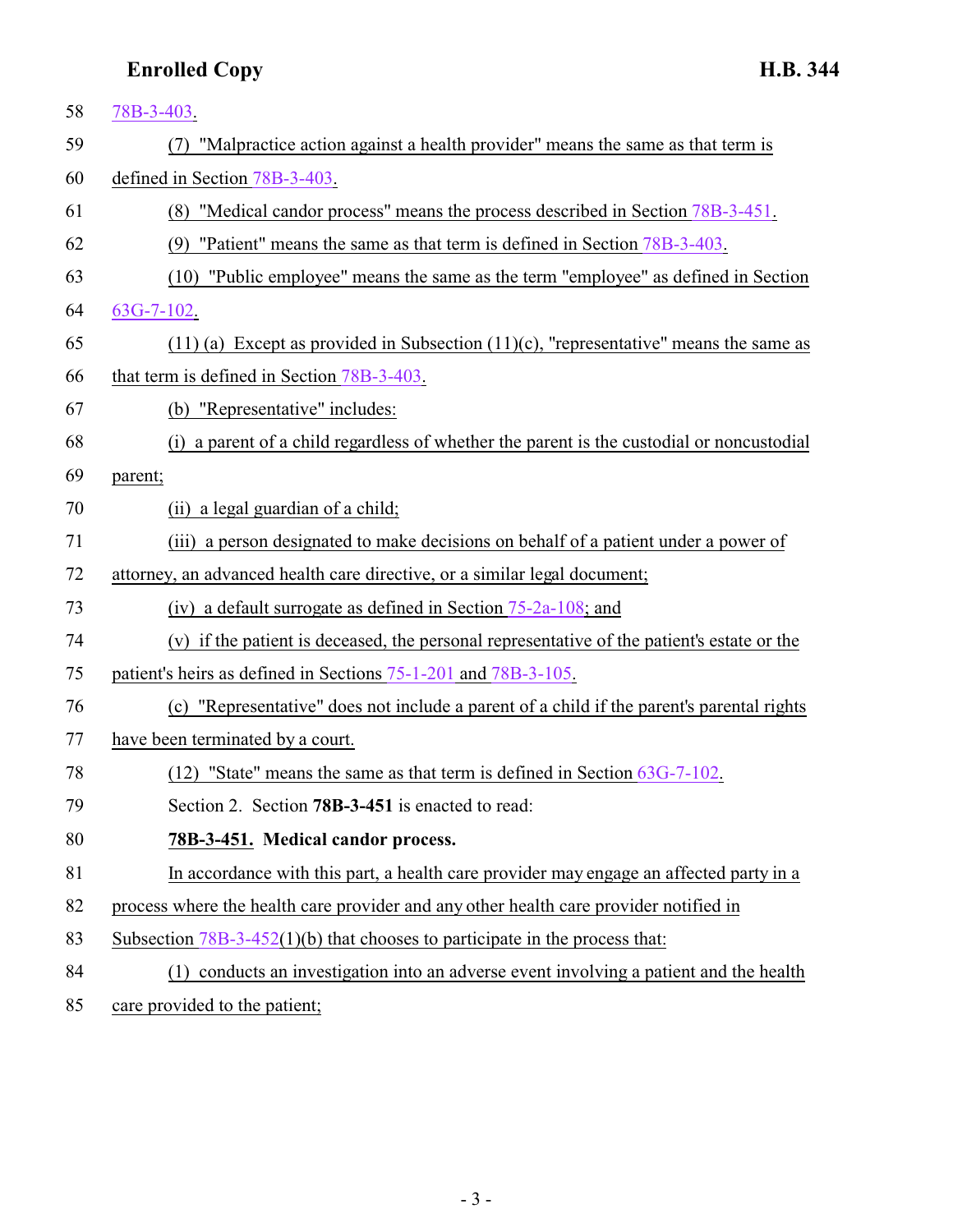78B-3-403.

(7) "Malpractice action against a health provider" means the same as that term is defined in Section 78B-3-403.

(8) "Medical candor process" means the process described in Section 78B-3-451.

(9) "Patient" means the same as that term is defined in Section 78B-3-403.

(10) "Public employee" means the same as the term "employee" as defined in Section 63G-7-102.

(11) (a) Except as provided in Subsection (11)(c), "representative" means the same as that term is defined in Section 78B-3-403.

(b) "Representative" includes:

(i) a parent of a child regardless of whether the parent is the custodial or noncustodial parent;

(ii) a legal guardian of a child;

(iii) a person designated to make decisions on behalf of a patient under a power of attorney, an advanced health care directive, or a similar legal document;

(iv) a default surrogate as defined in Section 75-2a-108; and

(v) if the patient is deceased, the personal representative of the patient's estate or the patient's heirs as defined in Sections 75-1-201 and 78B-3-105.

(c) "Representative" does not include a parent of a child if the parent's parental rights have been terminated by a court.

(12) "State" means the same as that term is defined in Section 63G-7-102.

Section 2. Section **78B-3-451** is enacted to read:

**78B-3-451. Medical candor process.**

In accordance with this part, a health care provider may engage an affected party in a process where the health care provider and any other health care provider notified in Subsection 78B-3-452(1)(b) that chooses to participate in the process that:

(1) conducts an investigation into an adverse event involving a patient and the health care provided to the patient;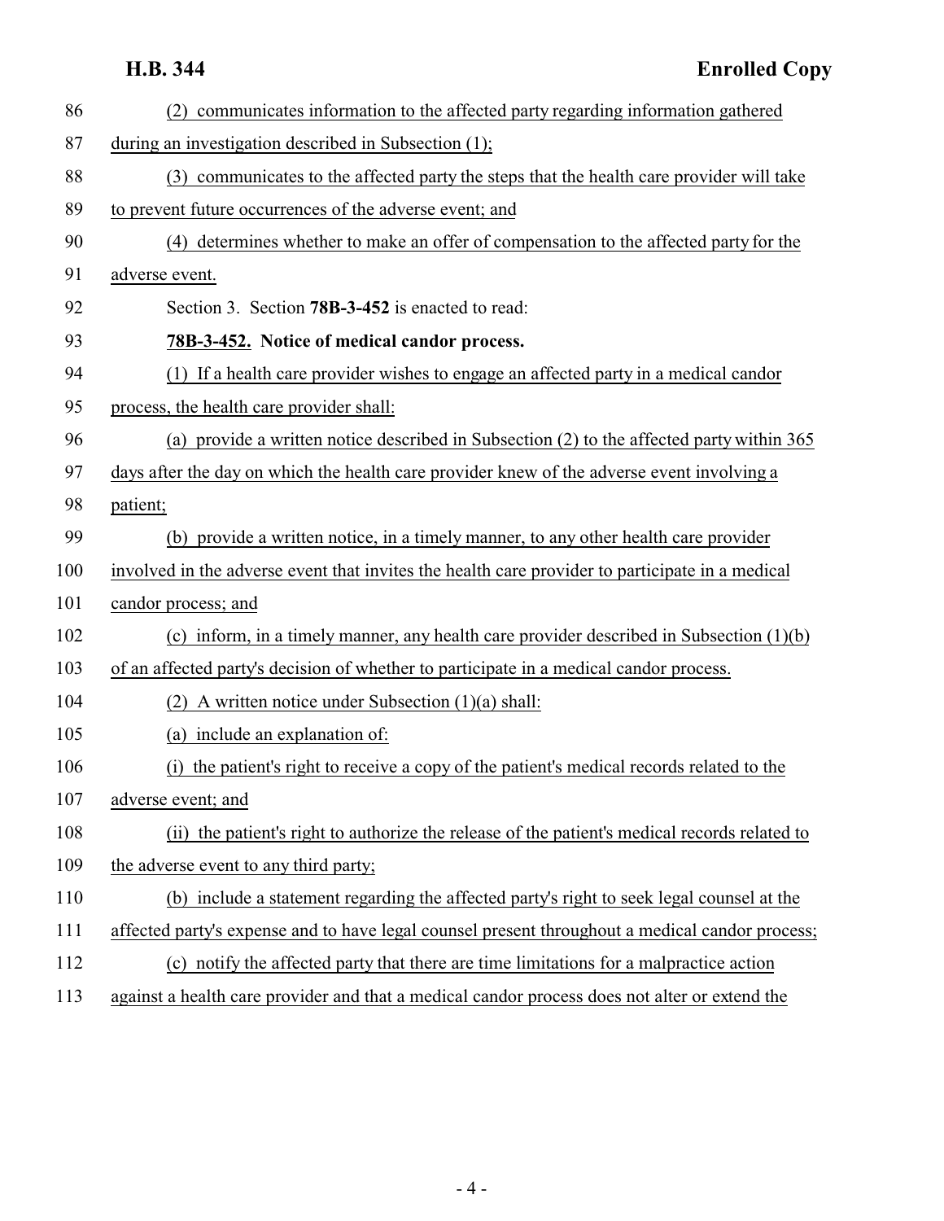(2) communicates information to the affected party regarding information gathered during an investigation described in Subsection (1);

(3) communicates to the affected party the steps that the health care provider will take to prevent future occurrences of the adverse event; and

(4) determines whether to make an offer of compensation to the affected party for the adverse event.

Section 3. Section **78B-3-452** is enacted to read:

**78B-3-452. Notice of medical candor process.**

(1) If a health care provider wishes to engage an affected party in a medical candor process, the health care provider shall:

(a) provide a written notice described in Subsection (2) to the affected party within 365 days after the day on which the health care provider knew of the adverse event involving a patient;

(b) provide a written notice, in a timely manner, to any other health care provider involved in the adverse event that invites the health care provider to participate in a medical candor process; and

(c) inform, in a timely manner, any health care provider described in Subsection (1)(b) of an affected party's decision of whether to participate in a medical candor process.

(2) A written notice under Subsection (1)(a) shall:

(a) include an explanation of:

(i) the patient's right to receive a copy of the patient's medical records related to the adverse event; and

(ii) the patient's right to authorize the release of the patient's medical records related to the adverse event to any third party;

(b) include a statement regarding the affected party's right to seek legal counsel at the affected party's expense and to have legal counsel present throughout a medical candor process;

(c) notify the affected party that there are time limitations for a malpractice action against a health care provider and that a medical candor process does not alter or extend the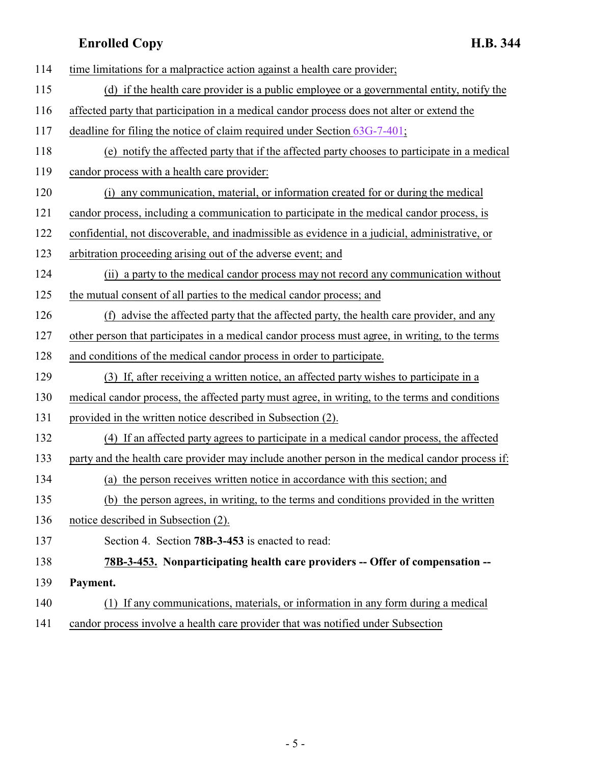time limitations for a malpractice action against a health care provider;

(d) if the health care provider is a public employee or a governmental entity, notify the affected party that participation in a medical candor process does not alter or extend the deadline for filing the notice of claim required under Section 63G-7-401;

(e) notify the affected party that if the affected party chooses to participate in a medical candor process with a health care provider:

(i) any communication, material, or information created for or during the medical candor process, including a communication to participate in the medical candor process, is confidential, not discoverable, and inadmissible as evidence in a judicial, administrative, or arbitration proceeding arising out of the adverse event; and

(ii) a party to the medical candor process may not record any communication without the mutual consent of all parties to the medical candor process; and

(f) advise the affected party that the affected party, the health care provider, and any other person that participates in a medical candor process must agree, in writing, to the terms and conditions of the medical candor process in order to participate.

(3) If, after receiving a written notice, an affected party wishes to participate in a medical candor process, the affected party must agree, in writing, to the terms and conditions provided in the written notice described in Subsection (2).

(4) If an affected party agrees to participate in a medical candor process, the affected party and the health care provider may include another person in the medical candor process if:

(a) the person receives written notice in accordance with this section; and

(b) the person agrees, in writing, to the terms and conditions provided in the written notice described in Subsection (2).

Section 4. Section **78B-3-453** is enacted to read:

**78B-3-453. Nonparticipating health care providers -- Offer of compensation -- Payment.**

(1) If any communications, materials, or information in any form during a medical candor process involve a health care provider that was notified under Subsection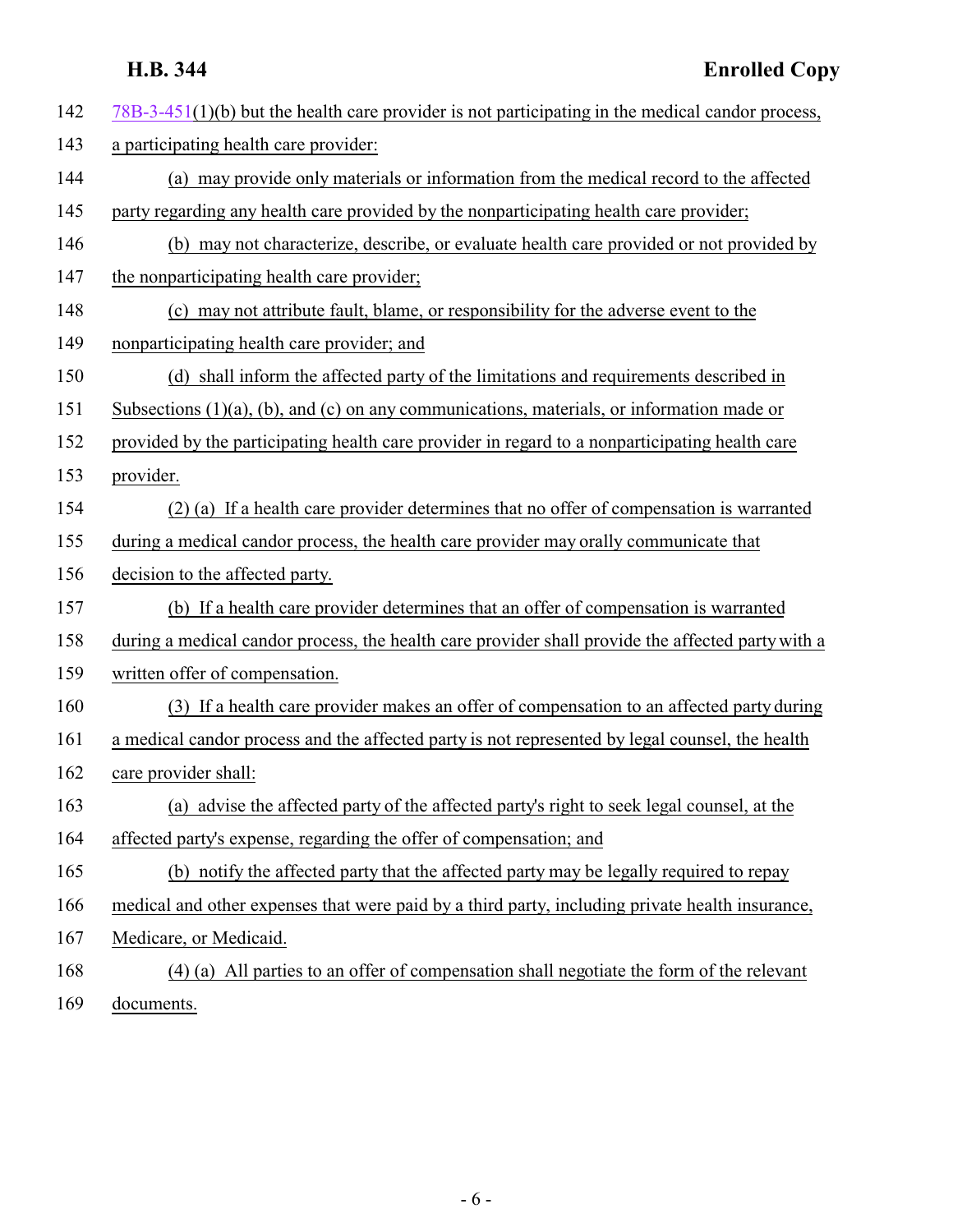78B-3-451(1)(b) but the health care provider is not participating in the medical candor process, a participating health care provider:

(a) may provide only materials or information from the medical record to the affected party regarding any health care provided by the nonparticipating health care provider;

(b) may not characterize, describe, or evaluate health care provided or not provided by the nonparticipating health care provider;

(c) may not attribute fault, blame, or responsibility for the adverse event to the nonparticipating health care provider; and

(d) shall inform the affected party of the limitations and requirements described in Subsections (1)(a), (b), and (c) on any communications, materials, or information made or provided by the participating health care provider in regard to a nonparticipating health care provider.

(2) (a) If a health care provider determines that no offer of compensation is warranted during a medical candor process, the health care provider may orally communicate that decision to the affected party.

(b) If a health care provider determines that an offer of compensation is warranted during a medical candor process, the health care provider shall provide the affected party with a written offer of compensation.

(3) If a health care provider makes an offer of compensation to an affected party during a medical candor process and the affected party is not represented by legal counsel, the health care provider shall:

(a) advise the affected party of the affected party's right to seek legal counsel, at the affected party's expense, regarding the offer of compensation; and

(b) notify the affected party that the affected party may be legally required to repay medical and other expenses that were paid by a third party, including private health insurance, Medicare, or Medicaid.

(4) (a) All parties to an offer of compensation shall negotiate the form of the relevant documents.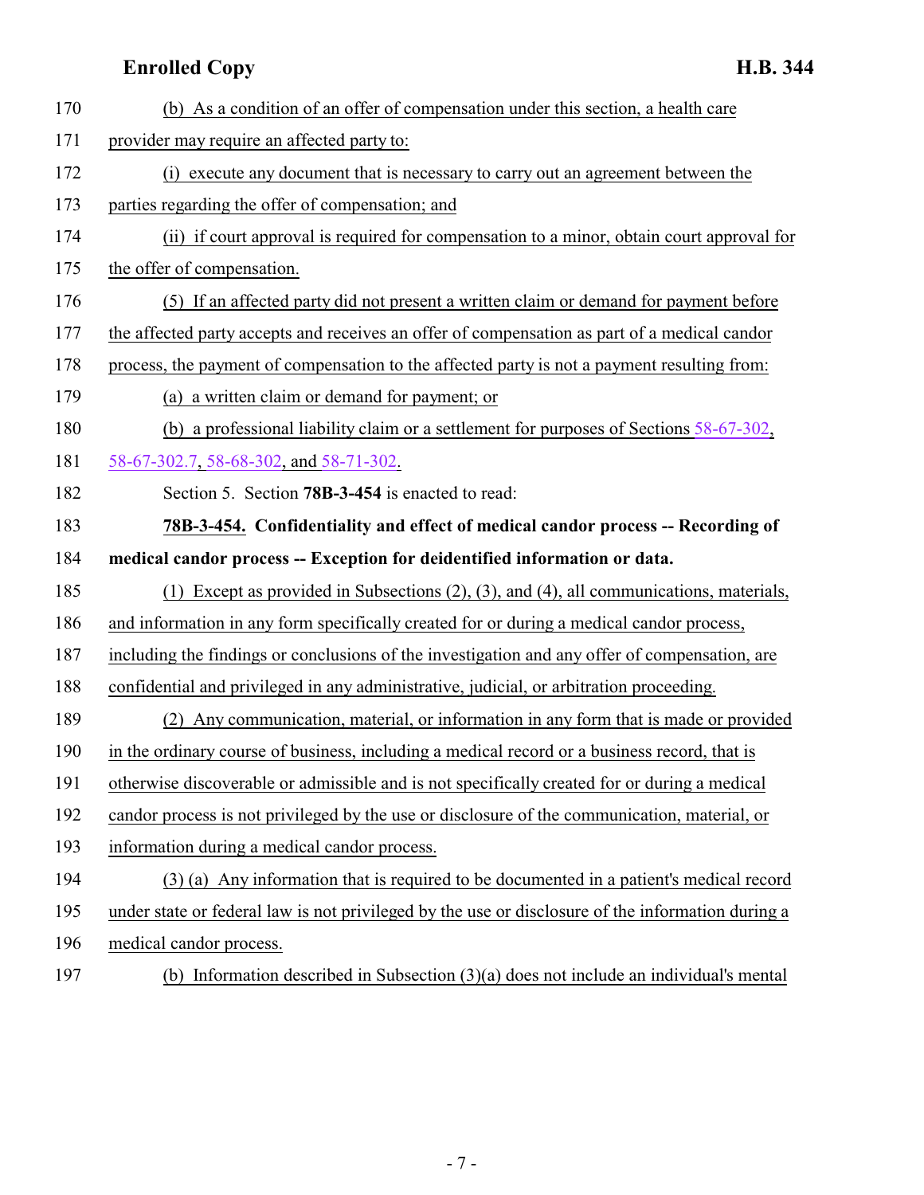(b) As a condition of an offer of compensation under this section, a health care provider may require an affected party to:

(i) execute any document that is necessary to carry out an agreement between the parties regarding the offer of compensation; and

(ii) if court approval is required for compensation to a minor, obtain court approval for the offer of compensation.

(5) If an affected party did not present a written claim or demand for payment before the affected party accepts and receives an offer of compensation as part of a medical candor process, the payment of compensation to the affected party is not a payment resulting from:

(a) a written claim or demand for payment; or

(b) a professional liability claim or a settlement for purposes of Sections 58-67-302, 58-67-302.7, 58-68-302, and 58-71-302.

Section 5. Section **78B-3-454** is enacted to read:

**78B-3-454. Confidentiality and effect of medical candor process -- Recording of medical candor process -- Exception for deidentified information or data.**

(1) Except as provided in Subsections (2), (3), and (4), all communications, materials, and information in any form specifically created for or during a medical candor process, including the findings or conclusions of the investigation and any offer of compensation, are confidential and privileged in any administrative, judicial, or arbitration proceeding.

(2) Any communication, material, or information in any form that is made or provided in the ordinary course of business, including a medical record or a business record, that is otherwise discoverable or admissible and is not specifically created for or during a medical candor process is not privileged by the use or disclosure of the communication, material, or information during a medical candor process.

(3) (a) Any information that is required to be documented in a patient's medical record under state or federal law is not privileged by the use or disclosure of the information during a medical candor process.

(b) Information described in Subsection (3)(a) does not include an individual's mental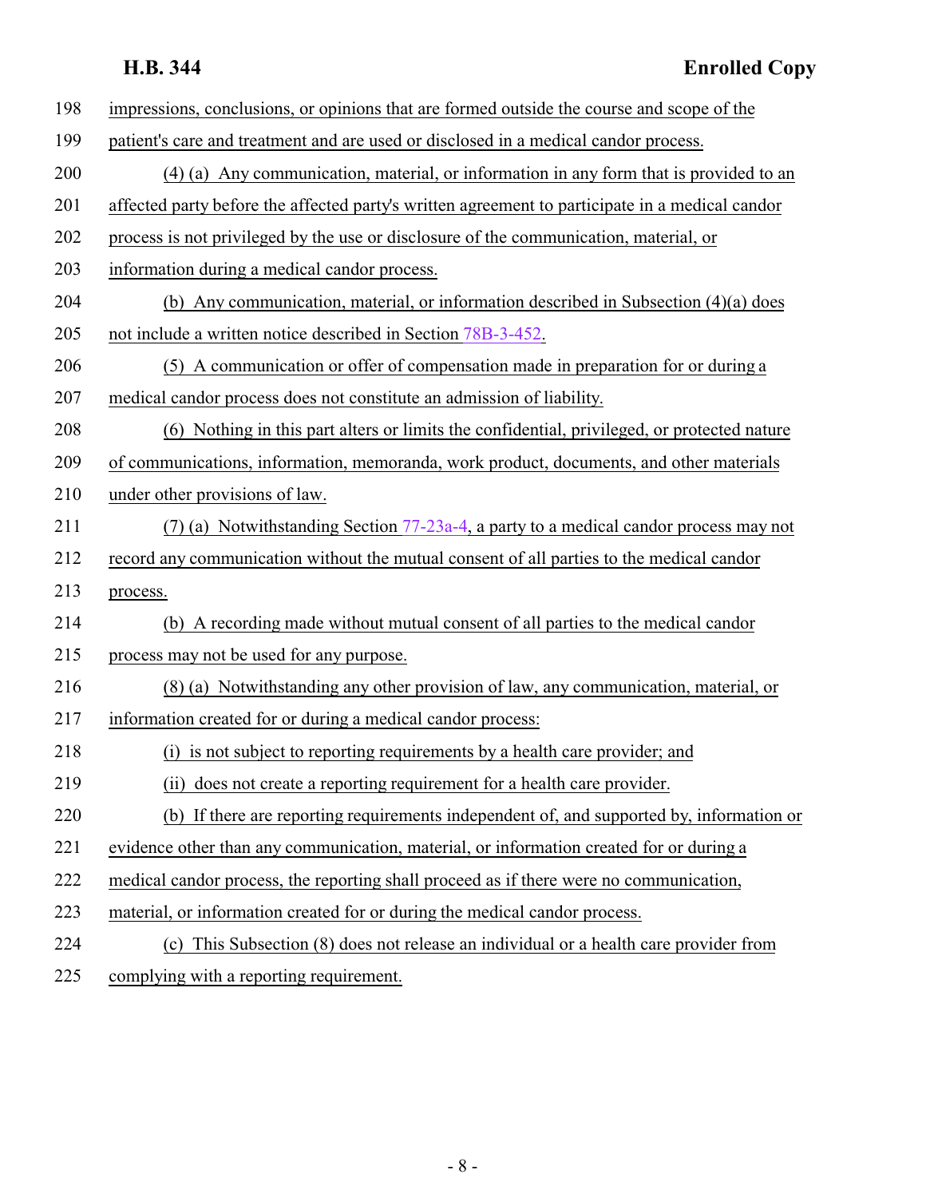impressions, conclusions, or opinions that are formed outside the course and scope of the patient's care and treatment and are used or disclosed in a medical candor process.

(4) (a) Any communication, material, or information in any form that is provided to an affected party before the affected party's written agreement to participate in a medical candor process is not privileged by the use or disclosure of the communication, material, or information during a medical candor process.

(b) Any communication, material, or information described in Subsection (4)(a) does not include a written notice described in Section 78B-3-452.

(5) A communication or offer of compensation made in preparation for or during a medical candor process does not constitute an admission of liability.

(6) Nothing in this part alters or limits the confidential, privileged, or protected nature of communications, information, memoranda, work product, documents, and other materials under other provisions of law.

(7) (a) Notwithstanding Section 77-23a-4, a party to a medical candor process may not record any communication without the mutual consent of all parties to the medical candor process.

(b) A recording made without mutual consent of all parties to the medical candor process may not be used for any purpose.

(8) (a) Notwithstanding any other provision of law, any communication, material, or information created for or during a medical candor process:

(i) is not subject to reporting requirements by a health care provider; and

(ii) does not create a reporting requirement for a health care provider.

(b) If there are reporting requirements independent of, and supported by, information or evidence other than any communication, material, or information created for or during a medical candor process, the reporting shall proceed as if there were no communication, material, or information created for or during the medical candor process.

(c) This Subsection (8) does not release an individual or a health care provider from complying with a reporting requirement.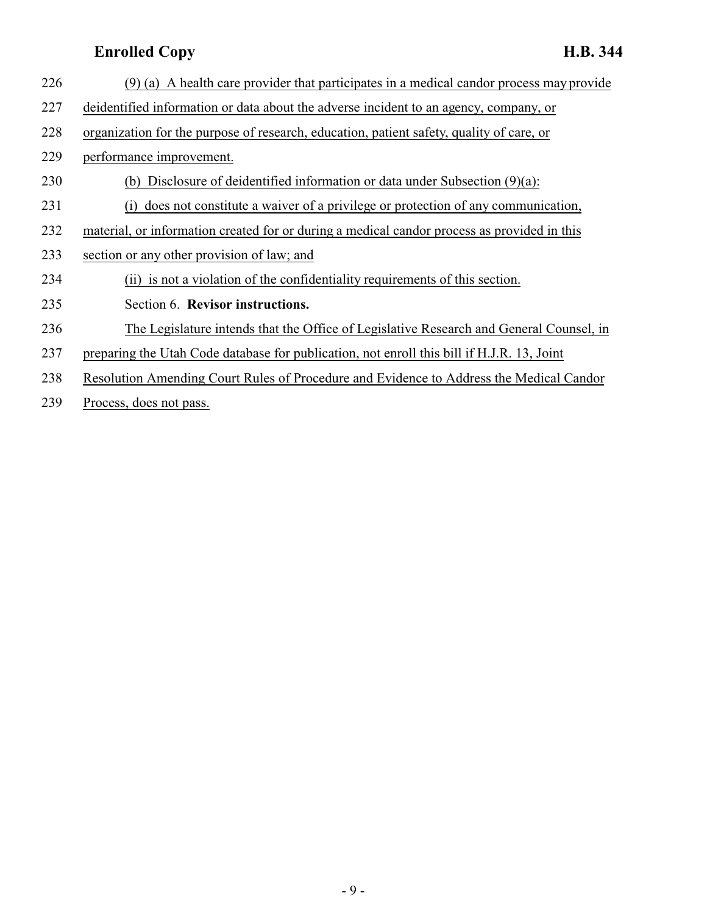(9) (a) A health care provider that participates in a medical candor process may provide deidentified information or data about the adverse incident to an agency, company, or organization for the purpose of research, education, patient safety, quality of care, or performance improvement.

(b) Disclosure of deidentified information or data under Subsection (9)(a):

(i) does not constitute a waiver of a privilege or protection of any communication, material, or information created for or during a medical candor process as provided in this section or any other provision of law; and

(ii) is not a violation of the confidentiality requirements of this section.

Section 6. **Revisor instructions.**

The Legislature intends that the Office of Legislative Research and General Counsel, in preparing the Utah Code database for publication, not enroll this bill if H.J.R. 13, Joint Resolution Amending Court Rules of Procedure and Evidence to Address the Medical Candor Process, does not pass.